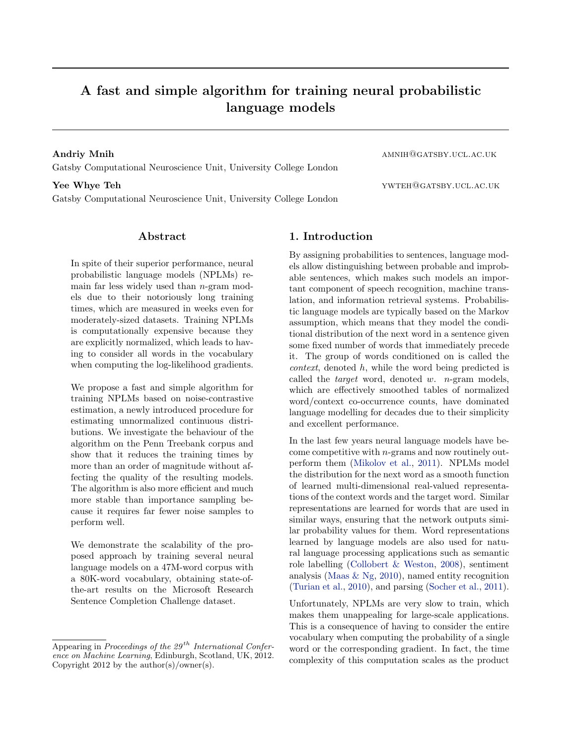# A fast and simple algorithm for training neural probabilistic language models

**Andriy Mnih** AMNIH@GATSBY.UCL.AC.UK

Gatsby Computational Neuroscience Unit, University College London

**Yee Whye Teh** YWTEH@GATSBY.UCL.AC.UK

Gatsby Computational Neuroscience Unit, University College London

## Abstract

In spite of their superior performance, neural probabilistic language models (NPLMs) remain far less widely used than $n$-gram models due to their notoriously long training times, which are measured in weeks even for moderately-sized datasets. Training NPLMs is computationally expensive because they are explicitly normalized, which leads to having to consider all words in the vocabulary when computing the log-likelihood gradients.

We propose a fast and simple algorithm for training NPLMs based on noise-contrastive estimation, a newly introduced procedure for estimating unnormalized continuous distributions. We investigate the behaviour of the algorithm on the Penn Treebank corpus and show that it reduces the training times by more than an order of magnitude without affecting the quality of the resulting models. The algorithm is also more efficient and much more stable than importance sampling because it requires far fewer noise samples to perform well.

We demonstrate the scalability of the proposed approach by training several neural language models on a 47M-word corpus with a 80K-word vocabulary, obtaining state-of-the-art results on the Microsoft Research Sentence Completion Challenge dataset.

## 1. Introduction

By assigning probabilities to sentences, language models allow distinguishing between probable and improbable sentences, which makes such models an important component of speech recognition, machine translation, and information retrieval systems. Probabilistic language models are typically based on the Markov assumption, which means that they model the conditional distribution of the next word in a sentence given some fixed number of words that immediately precede it. The group of words conditioned on is called the *context*, denoted $h$, while the word being predicted is called the *target* word, denoted $w$. $n$-gram models, which are effectively smoothed tables of normalized word/context co-occurrence counts, have dominated language modelling for decades due to their simplicity and excellent performance.

In the last few years neural language models have become competitive with $n$-grams and now routinely outperform them (Mikolov et al., 2011). NPLMs model the distribution for the next word as a smooth function of learned multi-dimensional real-valued representations of the context words and the target word. Similar representations are learned for words that are used in similar ways, ensuring that the network outputs similar probability values for them. Word representations learned by language models are also used for natural language processing applications such as semantic role labelling (Collobert & Weston, 2008), sentiment analysis (Maas & Ng, 2010), named entity recognition (Turian et al., 2010), and parsing (Socher et al., 2011).

Unfortunately, NPLMs are very slow to train, which makes them unappealing for large-scale applications. This is a consequence of having to consider the entire vocabulary when computing the probability of a single word or the corresponding gradient. In fact, the time complexity of this computation scales as the product

Appearing in *Proceedings of the 29th International Conference on Machine Learning*, Edinburgh, Scotland, UK, 2012. Copyright 2012 by the author(s)/owner(s).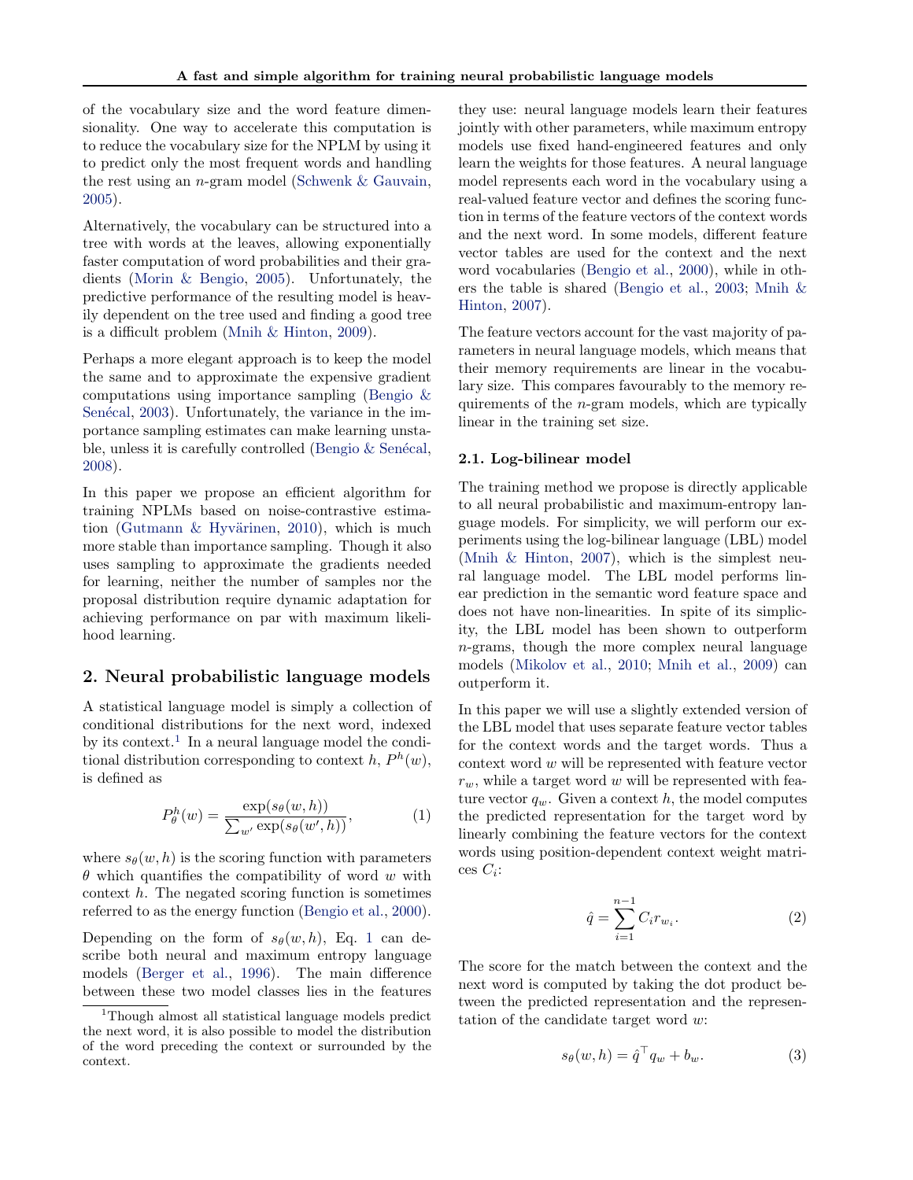of the vocabulary size and the word feature dimensionality. One way to accelerate this computation is to reduce the vocabulary size for the NPLM by using it to predict only the most frequent words and handling the rest using an $n$-gram model (Schwenk & Gauvain, 2005).

Alternatively, the vocabulary can be structured into a tree with words at the leaves, allowing exponentially faster computation of word probabilities and their gradients (Morin & Bengio, 2005). Unfortunately, the predictive performance of the resulting model is heavily dependent on the tree used and finding a good tree is a difficult problem (Mnih & Hinton, 2009).

Perhaps a more elegant approach is to keep the model the same and to approximate the expensive gradient computations using importance sampling (Bengio & Senécal, 2003). Unfortunately, the variance in the importance sampling estimates can make learning unstable, unless it is carefully controlled (Bengio & Senécal, 2008).

In this paper we propose an efficient algorithm for training NPLMs based on noise-contrastive estimation (Gutmann & Hyvärinen, 2010), which is much more stable than importance sampling. Though it also uses sampling to approximate the gradients needed for learning, neither the number of samples nor the proposal distribution require dynamic adaptation for achieving performance on par with maximum likelihood learning.

## 2. Neural probabilistic language models

A statistical language model is simply a collection of conditional distributions for the next word, indexed by its context.[1] In a neural language model the conditional distribution corresponding to context $h$, $P^h(w)$, is defined as

$$P^h_\theta(w) = \frac{\exp(s_\theta(w,h))}{\sum_{w'} \exp(s_\theta(w',h))}, \tag{1}$$

where $s_\theta(w,h)$ is the scoring function with parameters $\theta$ which quantifies the compatibility of word $w$ with context $h$. The negated scoring function is sometimes referred to as the energy function (Bengio et al., 2000).

Depending on the form of $s_\theta(w,h)$, Eq. 1 can describe both neural and maximum entropy language models (Berger et al., 1996). The main difference between these two model classes lies in the features they use: neural language models learn their features jointly with other parameters, while maximum entropy models use fixed hand-engineered features and only learn the weights for those features. A neural language model represents each word in the vocabulary using a real-valued feature vector and defines the scoring function in terms of the feature vectors of the context words and the next word. In some models, different feature vector tables are used for the context and the next word vocabularies (Bengio et al., 2000), while in others the table is shared (Bengio et al., 2003; Mnih & Hinton, 2007).

The feature vectors account for the vast majority of parameters in neural language models, which means that their memory requirements are linear in the vocabulary size. This compares favourably to the memory requirements of the $n$-gram models, which are typically linear in the training set size.

### 2.1. Log-bilinear model

The training method we propose is directly applicable to all neural probabilistic and maximum-entropy language models. For simplicity, we will perform our experiments using the log-bilinear language (LBL) model (Mnih & Hinton, 2007), which is the simplest neural language model. The LBL model performs linear prediction in the semantic word feature space and does not have non-linearities. In spite of its simplicity, the LBL model has been shown to outperform $n$-grams, though the more complex neural language models (Mikolov et al., 2010; Mnih et al., 2009) can outperform it.

In this paper we will use a slightly extended version of the LBL model that uses separate feature vector tables for the context words and the target words. Thus a context word $w$ will be represented with feature vector $r_w$, while a target word $w$ will be represented with feature vector $q_w$. Given a context $h$, the model computes the predicted representation for the target word by linearly combining the feature vectors for the context words using position-dependent context weight matrices $C_i$:

$$\hat{q} = \sum_{i=1}^{n-1} C_i r_{w_i}. \tag{2}$$

The score for the match between the context and the next word is computed by taking the dot product between the predicted representation and the representation of the candidate target word $w$:

$$s_\theta(w,h) = \hat{q}^\top q_w + b_w. \tag{3}$$

[1] Though almost all statistical language models predict the next word, it is also possible to model the distribution of the word preceding the context or surrounded by the context.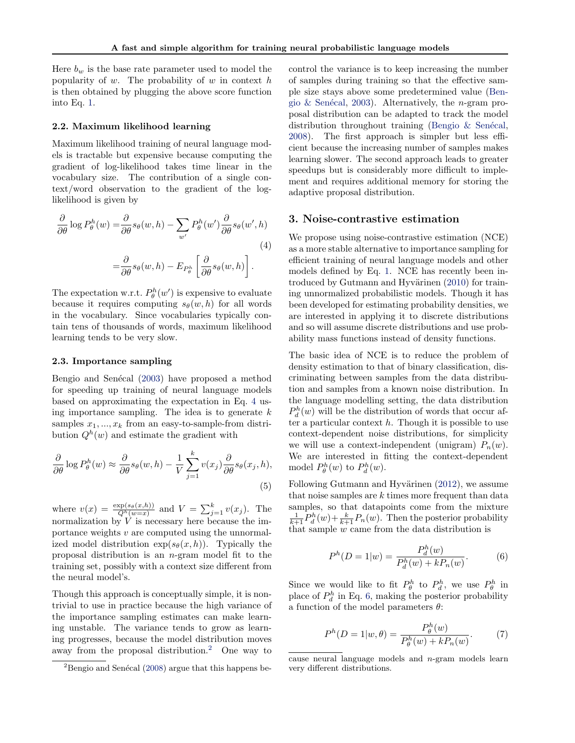Here $b_w$ is the base rate parameter used to model the popularity of $w$. The probability of $w$ in context $h$ is then obtained by plugging the above score function into Eq. 1.

### 2.2. Maximum likelihood learning

Maximum likelihood training of neural language models is tractable but expensive because computing the gradient of log-likelihood takes time linear in the vocabulary size. The contribution of a single context/word observation to the gradient of the log-likelihood is given by

$$\frac{\partial}{\partial\theta}\log P_\theta^h(w) = \frac{\partial}{\partial\theta}s_\theta(w,h) - \sum_{w'} P_\theta^h(w')\frac{\partial}{\partial\theta}s_\theta(w',h) \tag{4}$$
$$= \frac{\partial}{\partial\theta}s_\theta(w,h) - E_{P_\theta^h}\left[\frac{\partial}{\partial\theta}s_\theta(w,h)\right].$$

The expectation w.r.t. $P_\theta^h(w')$ is expensive to evaluate because it requires computing $s_\theta(w,h)$ for all words in the vocabulary. Since vocabularies typically contain tens of thousands of words, maximum likelihood learning tends to be very slow.

### 2.3. Importance sampling

Bengio and Senécal (2003) have proposed a method for speeding up training of neural language models based on approximating the expectation in Eq. 4 using importance sampling. The idea is to generate $k$ samples $x_1, ..., x_k$ from an easy-to-sample-from distribution $Q^h(w)$ and estimate the gradient with

$$\frac{\partial}{\partial\theta}\log P_\theta^h(w) \approx \frac{\partial}{\partial\theta}s_\theta(w,h) - \frac{1}{V}\sum_{j=1}^{k} v(x_j)\frac{\partial}{\partial\theta}s_\theta(x_j,h), \tag{5}$$

where $v(x) = \frac{\exp(s_\theta(x,h))}{Q^h(w=x)}$ and $V = \sum_{j=1}^{k} v(x_j)$. The normalization by $V$ is necessary here because the importance weights $v$ are computed using the unnormalized model distribution $\exp(s_\theta(x,h))$. Typically the proposal distribution is an $n$-gram model fit to the training set, possibly with a context size different from the neural model's.

Though this approach is conceptually simple, it is non-trivial to use in practice because the high variance of the importance sampling estimates can make learning unstable. The variance tends to grow as learning progresses, because the model distribution moves away from the proposal distribution.[2] One way to control the variance is to keep increasing the number of samples during training so that the effective sample size stays above some predetermined value (Bengio & Senécal, 2003). Alternatively, the $n$-gram proposal distribution can be adapted to track the model distribution throughout training (Bengio & Senécal, 2008). The first approach is simpler but less efficient because the increasing number of samples makes learning slower. The second approach leads to greater speedups but is considerably more difficult to implement and requires additional memory for storing the adaptive proposal distribution.

## 3. Noise-contrastive estimation

We propose using noise-contrastive estimation (NCE) as a more stable alternative to importance sampling for efficient training of neural language models and other models defined by Eq. 1. NCE has recently been introduced by Gutmann and Hyvärinen (2010) for training unnormalized probabilistic models. Though it has been developed for estimating probability densities, we are interested in applying it to discrete distributions and so will assume discrete distributions and use probability mass functions instead of density functions.

The basic idea of NCE is to reduce the problem of density estimation to that of binary classification, discriminating between samples from the data distribution and samples from a known noise distribution. In the language modelling setting, the data distribution $P_d^h(w)$ will be the distribution of words that occur after a particular context $h$. Though it is possible to use context-dependent noise distributions, for simplicity we will use a context-independent (unigram) $P_n(w)$. We are interested in fitting the context-dependent model $P_\theta^h(w)$ to $P_d^h(w)$.

Following Gutmann and Hyvärinen (2012), we assume that noise samples are $k$ times more frequent than data samples, so that datapoints come from the mixture $\frac{1}{k+1}P_d^h(w) + \frac{k}{k+1}P_n(w)$. Then the posterior probability that sample $w$ came from the data distribution is

$$P^h(D=1|w) = \frac{P_d^h(w)}{P_d^h(w) + kP_n(w)}. \tag{6}$$

Since we would like to fit $P_\theta^h$ to $P_d^h$, we use $P_\theta^h$ in place of $P_d^h$ in Eq. 6, making the posterior probability a function of the model parameters $\theta$:

$$P^h(D=1|w,\theta) = \frac{P_\theta^h(w)}{P_\theta^h(w) + kP_n(w)}. \tag{7}$$

[2] Bengio and Senécal (2008) argue that this happens because neural language models and $n$-gram models learn very different distributions.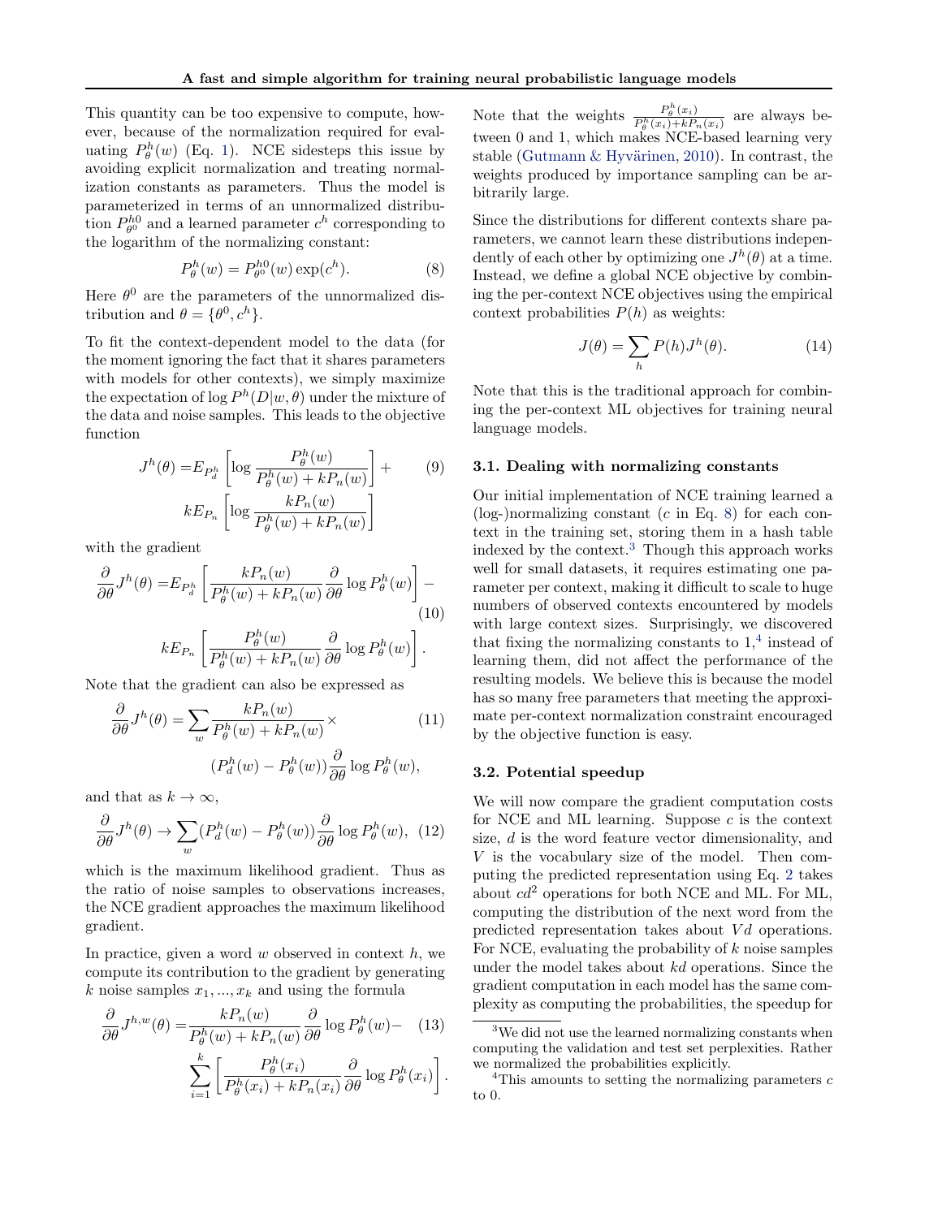This quantity can be too expensive to compute, however, because of the normalization required for evaluating $P^h_\theta(w)$ (Eq. 1). NCE sidesteps this issue by avoiding explicit normalization and treating normalization constants as parameters. Thus the model is parameterized in terms of an unnormalized distribution $P^{h0}_{\theta^0}$ and a learned parameter $c^h$ corresponding to the logarithm of the normalizing constant:

$$P^h_\theta(w) = P^{h0}_{\theta^0}(w)\exp(c^h). \tag{8}$$

Here $\theta^0$ are the parameters of the unnormalized distribution and $\theta = \{\theta^0, c^h\}$.

To fit the context-dependent model to the data (for the moment ignoring the fact that it shares parameters with models for other contexts), we simply maximize the expectation of $\log P^h(D|w,\theta)$ under the mixture of the data and noise samples. This leads to the objective function

$$J^h(\theta) = E_{P^h_d}\left[\log \frac{P^h_\theta(w)}{P^h_\theta(w) + kP_n(w)}\right] + kE_{P_n}\left[\log \frac{kP_n(w)}{P^h_\theta(w) + kP_n(w)}\right] \tag{9}$$

with the gradient

$$\frac{\partial}{\partial\theta}J^h(\theta) = E_{P^h_d}\left[\frac{kP_n(w)}{P^h_\theta(w) + kP_n(w)}\frac{\partial}{\partial\theta}\log P^h_\theta(w)\right] - kE_{P_n}\left[\frac{P^h_\theta(w)}{P^h_\theta(w) + kP_n(w)}\frac{\partial}{\partial\theta}\log P^h_\theta(w)\right]. \tag{10}$$

Note that the gradient can also be expressed as

$$\frac{\partial}{\partial\theta}J^h(\theta) = \sum_w \frac{kP_n(w)}{P^h_\theta(w) + kP_n(w)} \times (P^h_d(w) - P^h_\theta(w))\frac{\partial}{\partial\theta}\log P^h_\theta(w), \tag{11}$$

and that as $k \to \infty$,

$$\frac{\partial}{\partial\theta}J^h(\theta) \to \sum_w (P^h_d(w) - P^h_\theta(w))\frac{\partial}{\partial\theta}\log P^h_\theta(w), \tag{12}$$

which is the maximum likelihood gradient. Thus as the ratio of noise samples to observations increases, the NCE gradient approaches the maximum likelihood gradient.

In practice, given a word $w$ observed in context $h$, we compute its contribution to the gradient by generating $k$ noise samples $x_1, ..., x_k$ and using the formula

$$\frac{\partial}{\partial\theta}J^{h,w}(\theta) = \frac{kP_n(w)}{P^h_\theta(w) + kP_n(w)}\frac{\partial}{\partial\theta}\log P^h_\theta(w) - \sum_{i=1}^{k}\left[\frac{P^h_\theta(x_i)}{P^h_\theta(x_i) + kP_n(x_i)}\frac{\partial}{\partial\theta}\log P^h_\theta(x_i)\right]. \tag{13}$$

Note that the weights $\frac{P^h_\theta(x_i)}{P^h_\theta(x_i)+kP_n(x_i)}$ are always between 0 and 1, which makes NCE-based learning very stable (Gutmann & Hyvärinen, 2010). In contrast, the weights produced by importance sampling can be arbitrarily large.

Since the distributions for different contexts share parameters, we cannot learn these distributions independently of each other by optimizing one $J^h(\theta)$ at a time. Instead, we define a global NCE objective by combining the per-context NCE objectives using the empirical context probabilities $P(h)$ as weights:

$$J(\theta) = \sum_h P(h)J^h(\theta). \tag{14}$$

Note that this is the traditional approach for combining the per-context ML objectives for training neural language models.

### 3.1. Dealing with normalizing constants

Our initial implementation of NCE training learned a (log-)normalizing constant ($c$ in Eq. 8) for each context in the training set, storing them in a hash table indexed by the context.[3] Though this approach works well for small datasets, it requires estimating one parameter per context, making it difficult to scale to huge numbers of observed contexts encountered by models with large context sizes. Surprisingly, we discovered that fixing the normalizing constants to 1,[4] instead of learning them, did not affect the performance of the resulting models. We believe this is because the model has so many free parameters that meeting the approximate per-context normalization constraint encouraged by the objective function is easy.

### 3.2. Potential speedup

We will now compare the gradient computation costs for NCE and ML learning. Suppose $c$ is the context size, $d$ is the word feature vector dimensionality, and $V$ is the vocabulary size of the model. Then computing the predicted representation using Eq. 2 takes about $cd^2$ operations for both NCE and ML. For ML, computing the distribution of the next word from the predicted representation takes about $Vd$ operations. For NCE, evaluating the probability of $k$ noise samples under the model takes about $kd$ operations. Since the gradient computation in each model has the same complexity as computing the probabilities, the speedup for

[3] We did not use the learned normalizing constants when computing the validation and test set perplexities. Rather we normalized the probabilities explicitly.

[4] This amounts to setting the normalizing parameters $c$ to 0.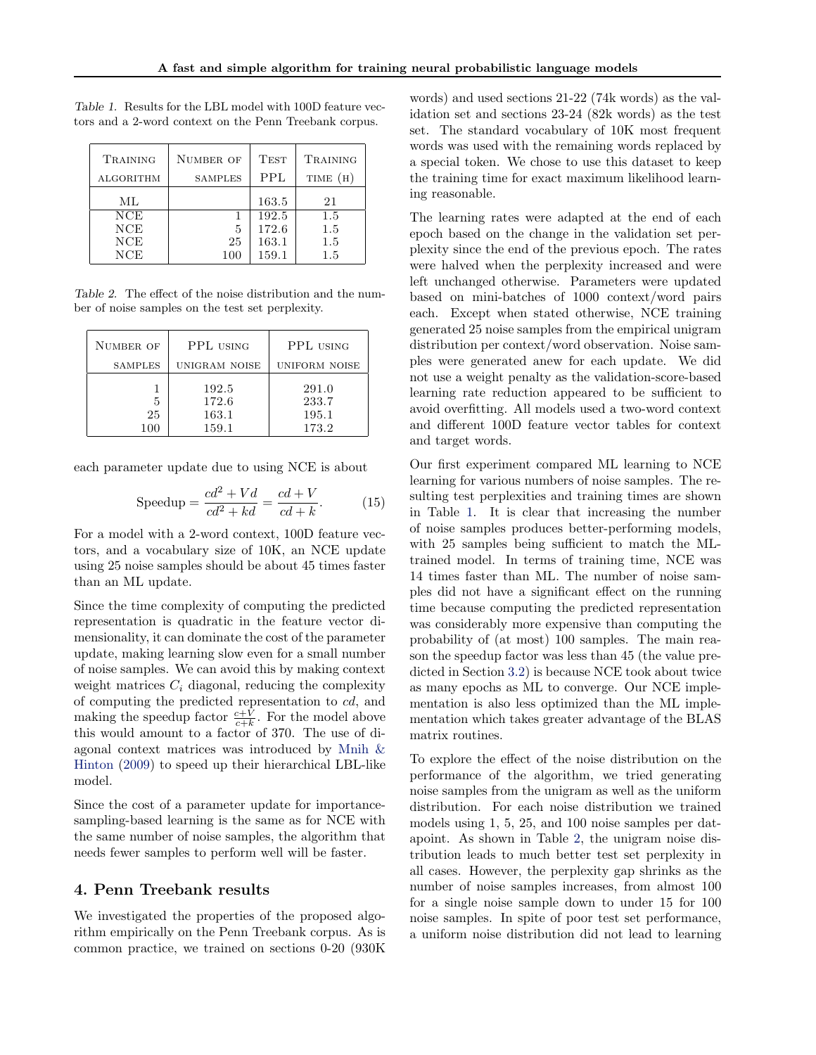Table 1. Results for the LBL model with 100D feature vectors and a 2-word context on the Penn Treebank corpus.

| Training algorithm | Number of samples | Test PPL | Training time (h) |
|---|---|---|---|
| ML | | 163.5 | 21 |
| NCE | 1 | 192.5 | 1.5 |
| NCE | 5 | 172.6 | 1.5 |
| NCE | 25 | 163.1 | 1.5 |
| NCE | 100 | 159.1 | 1.5 |

Table 2. The effect of the noise distribution and the number of noise samples on the test set perplexity.

| Number of samples | PPL using unigram noise | PPL using uniform noise |
|---|---|---|
| 1 | 192.5 | 291.0 |
| 5 | 172.6 | 233.7 |
| 25 | 163.1 | 195.1 |
| 100 | 159.1 | 173.2 |

each parameter update due to using NCE is about

$$\text{Speedup} = \frac{cd^2 + Vd}{cd^2 + kd} = \frac{cd + V}{cd + k}. \quad (15)$$

For a model with a 2-word context, 100D feature vectors, and a vocabulary size of 10K, an NCE update using 25 noise samples should be about 45 times faster than an ML update.

Since the time complexity of computing the predicted representation is quadratic in the feature vector dimensionality, it can dominate the cost of the parameter update, making learning slow even for a small number of noise samples. We can avoid this by making context weight matrices $C_i$ diagonal, reducing the complexity of computing the predicted representation to $cd$, and making the speedup factor $\frac{c+V}{c+k}$. For the model above this would amount to a factor of 370. The use of diagonal context matrices was introduced by Mnih & Hinton (2009) to speed up their hierarchical LBL-like model.

Since the cost of a parameter update for importance-sampling-based learning is the same as for NCE with the same number of noise samples, the algorithm that needs fewer samples to perform well will be faster.

## 4. Penn Treebank results

We investigated the properties of the proposed algorithm empirically on the Penn Treebank corpus. As is common practice, we trained on sections 0-20 (930K words) and used sections 21-22 (74k words) as the validation set and sections 23-24 (82k words) as the test set. The standard vocabulary of 10K most frequent words was used with the remaining words replaced by a special token. We chose to use this dataset to keep the training time for exact maximum likelihood learning reasonable.

The learning rates were adapted at the end of each epoch based on the change in the validation set perplexity since the end of the previous epoch. The rates were halved when the perplexity increased and were left unchanged otherwise. Parameters were updated based on mini-batches of 1000 context/word pairs each. Except when stated otherwise, NCE training generated 25 noise samples from the empirical unigram distribution per context/word observation. Noise samples were generated anew for each update. We did not use a weight penalty as the validation-score-based learning rate reduction appeared to be sufficient to avoid overfitting. All models used a two-word context and different 100D feature vector tables for context and target words.

Our first experiment compared ML learning to NCE learning for various numbers of noise samples. The resulting test perplexities and training times are shown in Table 1. It is clear that increasing the number of noise samples produces better-performing models, with 25 samples being sufficient to match the ML-trained model. In terms of training time, NCE was 14 times faster than ML. The number of noise samples did not have a significant effect on the running time because computing the predicted representation was considerably more expensive than computing the probability of (at most) 100 samples. The main reason the speedup factor was less than 45 (the value predicted in Section 3.2) is because NCE took about twice as many epochs as ML to converge. Our NCE implementation is also less optimized than the ML implementation which takes greater advantage of the BLAS matrix routines.

To explore the effect of the noise distribution on the performance of the algorithm, we tried generating noise samples from the unigram as well as the uniform distribution. For each noise distribution we trained models using 1, 5, 25, and 100 noise samples per datapoint. As shown in Table 2, the unigram noise distribution leads to much better test set perplexity in all cases. However, the perplexity gap shrinks as the number of noise samples increases, from almost 100 for a single noise sample down to under 15 for 100 noise samples. In spite of poor test set performance, a uniform noise distribution did not lead to learning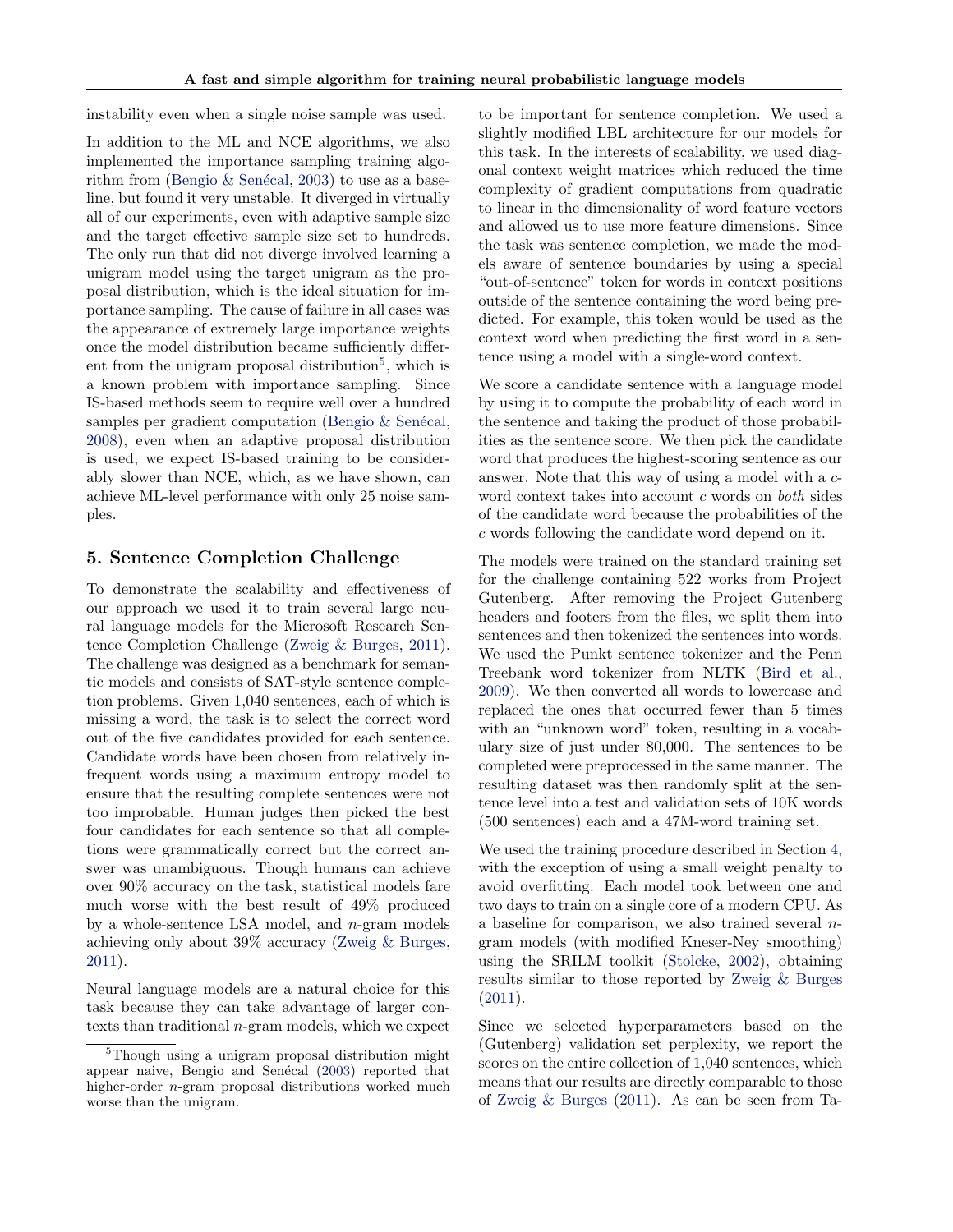instability even when a single noise sample was used.

In addition to the ML and NCE algorithms, we also implemented the importance sampling training algorithm from (Bengio & Senécal, 2003) to use as a baseline, but found it very unstable. It diverged in virtually all of our experiments, even with adaptive sample size and the target effective sample size set to hundreds. The only run that did not diverge involved learning a unigram model using the target unigram as the proposal distribution, which is the ideal situation for importance sampling. The cause of failure in all cases was the appearance of extremely large importance weights once the model distribution became sufficiently different from the unigram proposal distribution[5], which is a known problem with importance sampling. Since IS-based methods seem to require well over a hundred samples per gradient computation (Bengio & Senécal, 2008), even when an adaptive proposal distribution is used, we expect IS-based training to be considerably slower than NCE, which, as we have shown, can achieve ML-level performance with only 25 noise samples.

## 5. Sentence Completion Challenge

To demonstrate the scalability and effectiveness of our approach we used it to train several large neural language models for the Microsoft Research Sentence Completion Challenge (Zweig & Burges, 2011). The challenge was designed as a benchmark for semantic models and consists of SAT-style sentence completion problems. Given 1,040 sentences, each of which is missing a word, the task is to select the correct word out of the five candidates provided for each sentence. Candidate words have been chosen from relatively infrequent words using a maximum entropy model to ensure that the resulting complete sentences were not too improbable. Human judges then picked the best four candidates for each sentence so that all completions were grammatically correct but the correct answer was unambiguous. Though humans can achieve over 90% accuracy on the task, statistical models fare much worse with the best result of 49% produced by a whole-sentence LSA model, and $n$-gram models achieving only about 39% accuracy (Zweig & Burges, 2011).

Neural language models are a natural choice for this task because they can take advantage of larger contexts than traditional $n$-gram models, which we expect to be important for sentence completion. We used a slightly modified LBL architecture for our models for this task. In the interests of scalability, we used diagonal context weight matrices which reduced the time complexity of gradient computations from quadratic to linear in the dimensionality of word feature vectors and allowed us to use more feature dimensions. Since the task was sentence completion, we made the models aware of sentence boundaries by using a special "out-of-sentence" token for words in context positions outside of the sentence containing the word being predicted. For example, this token would be used as the context word when predicting the first word in a sentence using a model with a single-word context.

We score a candidate sentence with a language model by using it to compute the probability of each word in the sentence and taking the product of those probabilities as the sentence score. We then pick the candidate word that produces the highest-scoring sentence as our answer. Note that this way of using a model with a $c$-word context takes into account $c$ words on *both* sides of the candidate word because the probabilities of the $c$ words following the candidate word depend on it.

The models were trained on the standard training set for the challenge containing 522 works from Project Gutenberg. After removing the Project Gutenberg headers and footers from the files, we split them into sentences and then tokenized the sentences into words. We used the Punkt sentence tokenizer and the Penn Treebank word tokenizer from NLTK (Bird et al., 2009). We then converted all words to lowercase and replaced the ones that occurred fewer than 5 times with an "unknown word" token, resulting in a vocabulary size of just under 80,000. The sentences to be completed were preprocessed in the same manner. The resulting dataset was then randomly split at the sentence level into a test and validation sets of 10K words (500 sentences) each and a 47M-word training set.

We used the training procedure described in Section 4, with the exception of using a small weight penalty to avoid overfitting. Each model took between one and two days to train on a single core of a modern CPU. As a baseline for comparison, we also trained several $n$-gram models (with modified Kneser-Ney smoothing) using the SRILM toolkit (Stolcke, 2002), obtaining results similar to those reported by Zweig & Burges (2011).

Since we selected hyperparameters based on the (Gutenberg) validation set perplexity, we report the scores on the entire collection of 1,040 sentences, which means that our results are directly comparable to those of Zweig & Burges (2011). As can be seen from Ta-

---

[5] Though using a unigram proposal distribution might appear naive, Bengio and Senécal (2003) reported that higher-order $n$-gram proposal distributions worked much worse than the unigram.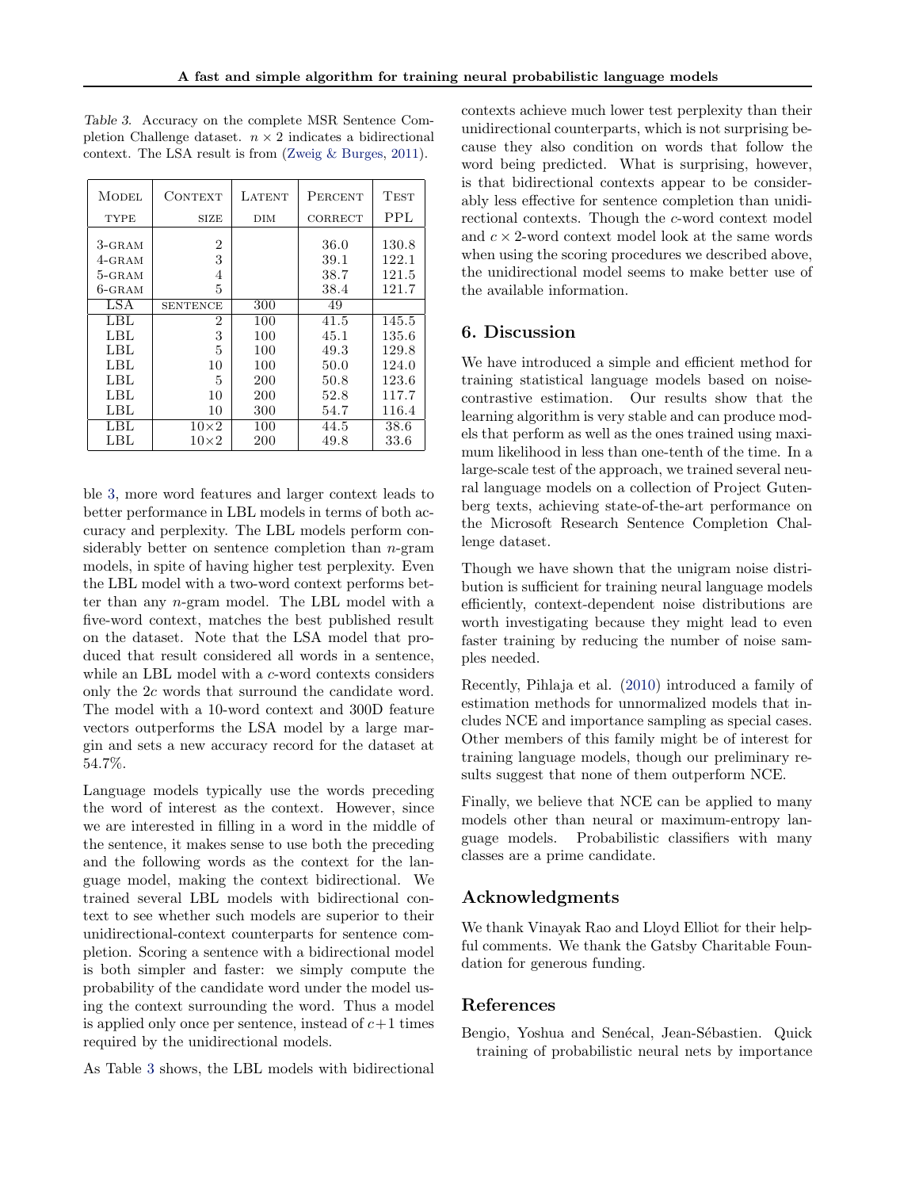Table 3. Accuracy on the complete MSR Sentence Completion Challenge dataset. $n \times 2$ indicates a bidirectional context. The LSA result is from (Zweig & Burges, 2011).

| Model type | Context size | Latent dim | Percent correct | Test PPL |
|---|---|---|---|---|
| 3-gram | 2 | | 36.0 | 130.8 |
| 4-gram | 3 | | 39.1 | 122.1 |
| 5-gram | 4 | | 38.7 | 121.5 |
| 6-gram | 5 | | 38.4 | 121.7 |
| LSA | sentence | 300 | 49 | |
| LBL | 2 | 100 | 41.5 | 145.5 |
| LBL | 3 | 100 | 45.1 | 135.6 |
| LBL | 5 | 100 | 49.3 | 129.8 |
| LBL | 10 | 100 | 50.0 | 124.0 |
| LBL | 5 | 200 | 50.8 | 123.6 |
| LBL | 10 | 200 | 52.8 | 117.7 |
| LBL | 10 | 300 | 54.7 | 116.4 |
| LBL | $10\times2$ | 100 | 44.5 | 38.6 |
| LBL | $10\times2$ | 200 | 49.8 | 33.6 |

ble 3, more word features and larger context leads to better performance in LBL models in terms of both accuracy and perplexity. The LBL models perform considerably better on sentence completion than $n$-gram models, in spite of having higher test perplexity. Even the LBL model with a two-word context performs better than any $n$-gram model. The LBL model with a five-word context, matches the best published result on the dataset. Note that the LSA model that produced that result considered all words in a sentence, while an LBL model with a $c$-word contexts considers only the $2c$ words that surround the candidate word. The model with a 10-word context and 300D feature vectors outperforms the LSA model by a large margin and sets a new accuracy record for the dataset at 54.7%.

Language models typically use the words preceding the word of interest as the context. However, since we are interested in filling in a word in the middle of the sentence, it makes sense to use both the preceding and the following words as the context for the language model, making the context bidirectional. We trained several LBL models with bidirectional context to see whether such models are superior to their unidirectional-context counterparts for sentence completion. Scoring a sentence with a bidirectional model is both simpler and faster: we simply compute the probability of the candidate word under the model using the context surrounding the word. Thus a model is applied only once per sentence, instead of $c+1$ times required by the unidirectional models.

As Table 3 shows, the LBL models with bidirectional contexts achieve much lower test perplexity than their unidirectional counterparts, which is not surprising because they also condition on words that follow the word being predicted. What is surprising, however, is that bidirectional contexts appear to be considerably less effective for sentence completion than unidirectional contexts. Though the $c$-word context model and $c \times 2$-word context model look at the same words when using the scoring procedures we described above, the unidirectional model seems to make better use of the available information.

## 6. Discussion

We have introduced a simple and efficient method for training statistical language models based on noise-contrastive estimation. Our results show that the learning algorithm is very stable and can produce models that perform as well as the ones trained using maximum likelihood in less than one-tenth of the time. In a large-scale test of the approach, we trained several neural language models on a collection of Project Gutenberg texts, achieving state-of-the-art performance on the Microsoft Research Sentence Completion Challenge dataset.

Though we have shown that the unigram noise distribution is sufficient for training neural language models efficiently, context-dependent noise distributions are worth investigating because they might lead to even faster training by reducing the number of noise samples needed.

Recently, Pihlaja et al. (2010) introduced a family of estimation methods for unnormalized models that includes NCE and importance sampling as special cases. Other members of this family might be of interest for training language models, though our preliminary results suggest that none of them outperform NCE.

Finally, we believe that NCE can be applied to many models other than neural or maximum-entropy language models. Probabilistic classifiers with many classes are a prime candidate.

## Acknowledgments

We thank Vinayak Rao and Lloyd Elliot for their helpful comments. We thank the Gatsby Charitable Foundation for generous funding.

## References

Bengio, Yoshua and Senécal, Jean-Sébastien. Quick training of probabilistic neural nets by importance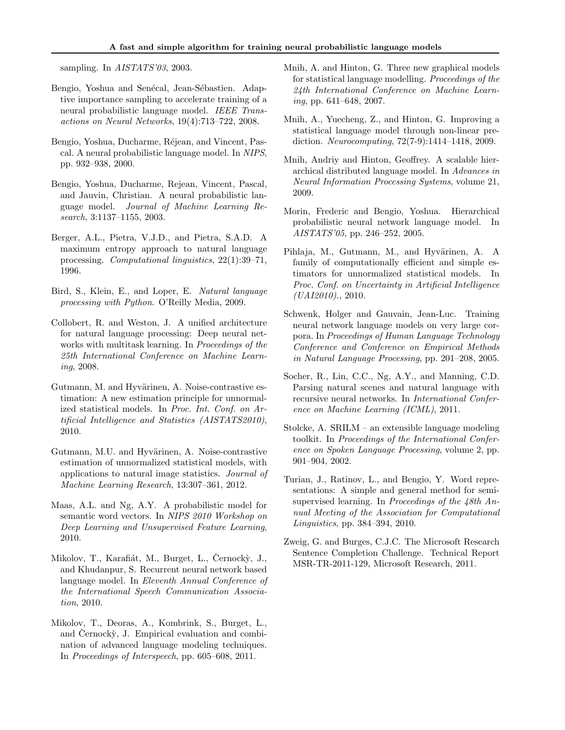sampling. In *AISTATS'03*, 2003.

Bengio, Yoshua and Senécal, Jean-Sébastien. Adaptive importance sampling to accelerate training of a neural probabilistic language model. *IEEE Transactions on Neural Networks*, 19(4):713–722, 2008.

Bengio, Yoshua, Ducharme, Réjean, and Vincent, Pascal. A neural probabilistic language model. In *NIPS*, pp. 932–938, 2000.

Bengio, Yoshua, Ducharme, Rejean, Vincent, Pascal, and Jauvin, Christian. A neural probabilistic language model. *Journal of Machine Learning Research*, 3:1137–1155, 2003.

Berger, A.L., Pietra, V.J.D., and Pietra, S.A.D. A maximum entropy approach to natural language processing. *Computational linguistics*, 22(1):39–71, 1996.

Bird, S., Klein, E., and Loper, E. *Natural language processing with Python*. O'Reilly Media, 2009.

Collobert, R. and Weston, J. A unified architecture for natural language processing: Deep neural networks with multitask learning. In *Proceedings of the 25th International Conference on Machine Learning*, 2008.

Gutmann, M. and Hyvärinen, A. Noise-contrastive estimation: A new estimation principle for unnormalized statistical models. In *Proc. Int. Conf. on Artificial Intelligence and Statistics (AISTATS2010)*, 2010.

Gutmann, M.U. and Hyvärinen, A. Noise-contrastive estimation of unnormalized statistical models, with applications to natural image statistics. *Journal of Machine Learning Research*, 13:307–361, 2012.

Maas, A.L. and Ng, A.Y. A probabilistic model for semantic word vectors. In *NIPS 2010 Workshop on Deep Learning and Unsupervised Feature Learning*, 2010.

Mikolov, T., Karafiát, M., Burget, L., Černockỳ, J., and Khudanpur, S. Recurrent neural network based language model. In *Eleventh Annual Conference of the International Speech Communication Association*, 2010.

Mikolov, T., Deoras, A., Kombrink, S., Burget, L., and Černockỳ, J. Empirical evaluation and combination of advanced language modeling techniques. In *Proceedings of Interspeech*, pp. 605–608, 2011.

Mnih, A. and Hinton, G. Three new graphical models for statistical language modelling. *Proceedings of the 24th International Conference on Machine Learning*, pp. 641–648, 2007.

Mnih, A., Yuecheng, Z., and Hinton, G. Improving a statistical language model through non-linear prediction. *Neurocomputing*, 72(7-9):1414–1418, 2009.

Mnih, Andriy and Hinton, Geoffrey. A scalable hierarchical distributed language model. In *Advances in Neural Information Processing Systems*, volume 21, 2009.

Morin, Frederic and Bengio, Yoshua. Hierarchical probabilistic neural network language model. In *AISTATS'05*, pp. 246–252, 2005.

Pihlaja, M., Gutmann, M., and Hyvärinen, A. A family of computationally efficient and simple estimators for unnormalized statistical models. In *Proc. Conf. on Uncertainty in Artificial Intelligence (UAI2010).*, 2010.

Schwenk, Holger and Gauvain, Jean-Luc. Training neural network language models on very large corpora. In *Proceedings of Human Language Technology Conference and Conference on Empirical Methods in Natural Language Processing*, pp. 201–208, 2005.

Socher, R., Lin, C.C., Ng, A.Y., and Manning, C.D. Parsing natural scenes and natural language with recursive neural networks. In *International Conference on Machine Learning (ICML)*, 2011.

Stolcke, A. SRILM – an extensible language modeling toolkit. In *Proceedings of the International Conference on Spoken Language Processing*, volume 2, pp. 901–904, 2002.

Turian, J., Ratinov, L., and Bengio, Y. Word representations: A simple and general method for semi-supervised learning. In *Proceedings of the 48th Annual Meeting of the Association for Computational Linguistics*, pp. 384–394, 2010.

Zweig, G. and Burges, C.J.C. The Microsoft Research Sentence Completion Challenge. Technical Report MSR-TR-2011-129, Microsoft Research, 2011.